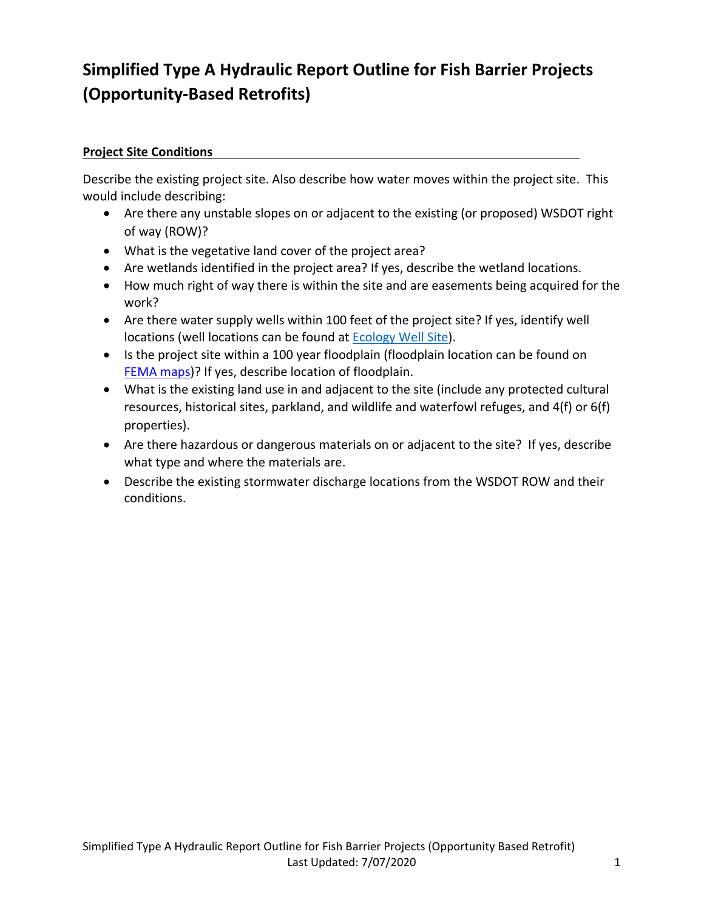# Simplified Type A Hydraulic Report Outline for Fish Barrier Projects (Opportunity-Based Retrofits)

**Project Site Conditions**

Describe the existing project site. Also describe how water moves within the project site. This would include describing:

- Are there any unstable slopes on or adjacent to the existing (or proposed) WSDOT right of way (ROW)?
- What is the vegetative land cover of the project area?
- Are wetlands identified in the project area? If yes, describe the wetland locations.
- How much right of way there is within the site and are easements being acquired for the work?
- Are there water supply wells within 100 feet of the project site? If yes, identify well locations (well locations can be found at Ecology Well Site).
- Is the project site within a 100 year floodplain (floodplain location can be found on FEMA maps)? If yes, describe location of floodplain.
- What is the existing land use in and adjacent to the site (include any protected cultural resources, historical sites, parkland, and wildlife and waterfowl refuges, and 4(f) or 6(f) properties).
- Are there hazardous or dangerous materials on or adjacent to the site? If yes, describe what type and where the materials are.
- Describe the existing stormwater discharge locations from the WSDOT ROW and their conditions.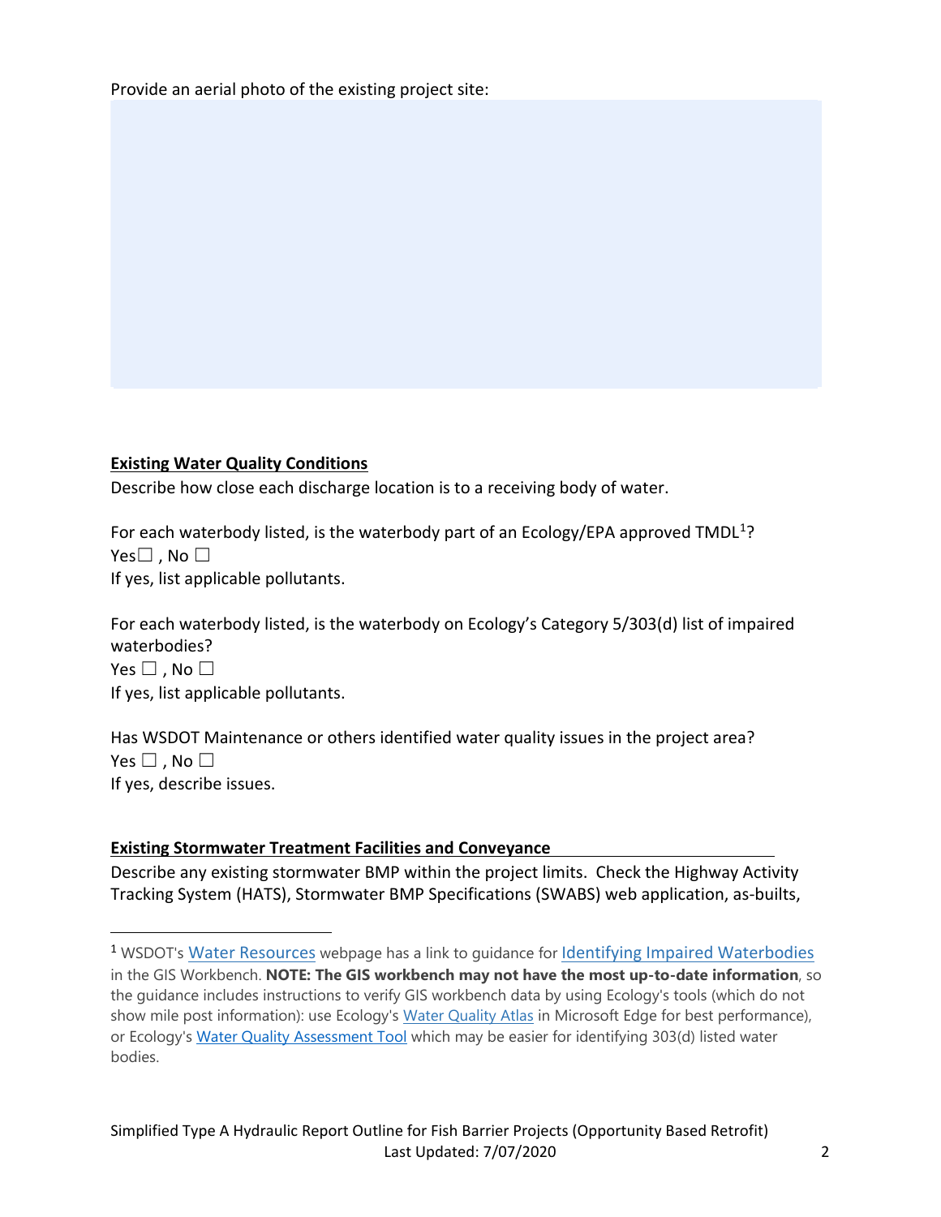Provide an aerial photo of the existing project site:

**Existing Water Quality Conditions**

Describe how close each discharge location is to a receiving body of water.

For each waterbody listed, is the waterbody part of an Ecology/EPA approved TMDL[1]?
Yes☐ , No ☐
If yes, list applicable pollutants.

For each waterbody listed, is the waterbody on Ecology's Category 5/303(d) list of impaired waterbodies?
Yes ☐ , No ☐
If yes, list applicable pollutants.

Has WSDOT Maintenance or others identified water quality issues in the project area?
Yes ☐ , No ☐
If yes, describe issues.

**Existing Stormwater Treatment Facilities and Conveyance**

Describe any existing stormwater BMP within the project limits. Check the Highway Activity Tracking System (HATS), Stormwater BMP Specifications (SWABS) web application, as-builts,

---

[1] WSDOT's Water Resources webpage has a link to guidance for Identifying Impaired Waterbodies in the GIS Workbench. **NOTE: The GIS workbench may not have the most up-to-date information**, so the guidance includes instructions to verify GIS workbench data by using Ecology's tools (which do not show mile post information): use Ecology's Water Quality Atlas in Microsoft Edge for best performance), or Ecology's Water Quality Assessment Tool which may be easier for identifying 303(d) listed water bodies.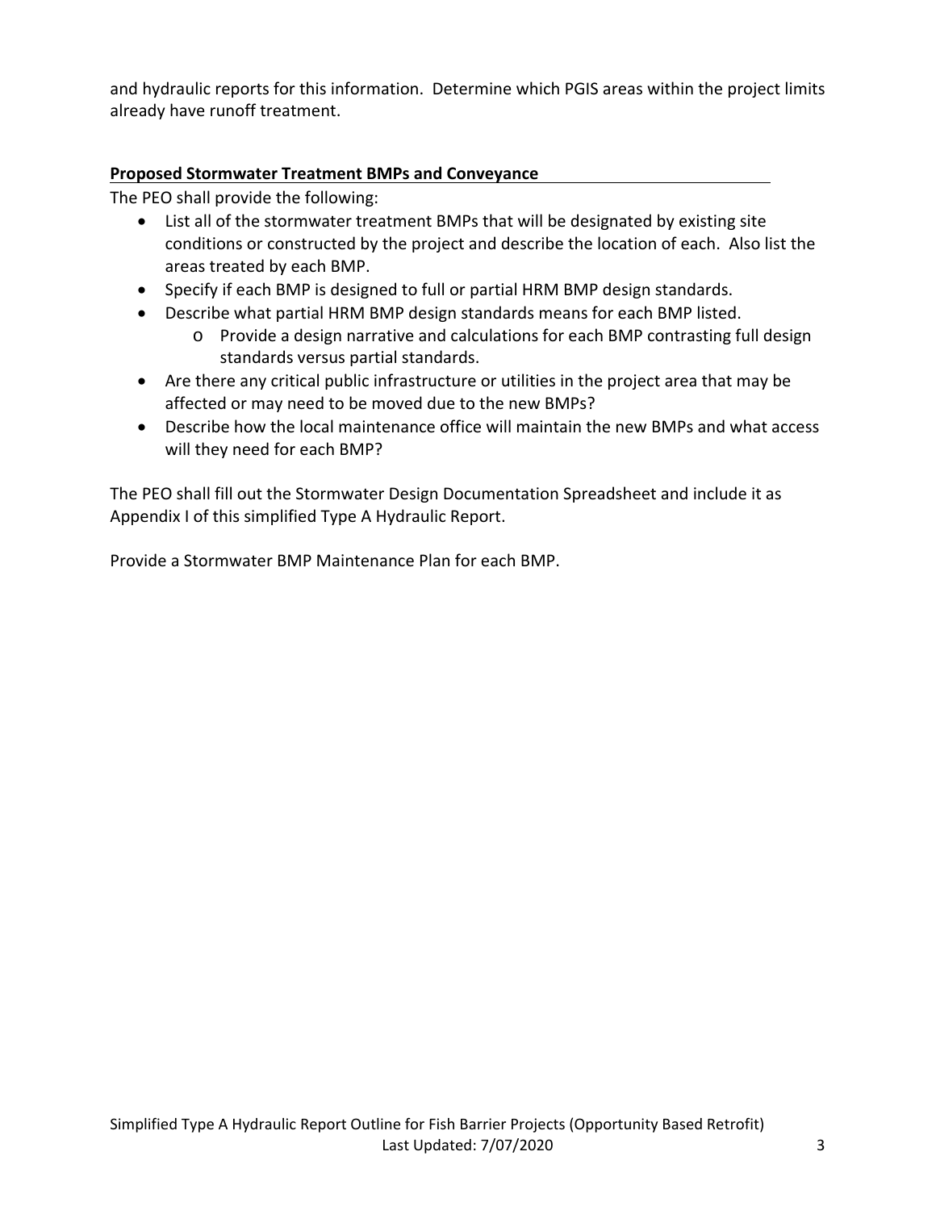and hydraulic reports for this information. Determine which PGIS areas within the project limits already have runoff treatment.

**Proposed Stormwater Treatment BMPs and Conveyance**

The PEO shall provide the following:

- List all of the stormwater treatment BMPs that will be designated by existing site conditions or constructed by the project and describe the location of each. Also list the areas treated by each BMP.
- Specify if each BMP is designed to full or partial HRM BMP design standards.
- Describe what partial HRM BMP design standards means for each BMP listed.
    - Provide a design narrative and calculations for each BMP contrasting full design standards versus partial standards.
- Are there any critical public infrastructure or utilities in the project area that may be affected or may need to be moved due to the new BMPs?
- Describe how the local maintenance office will maintain the new BMPs and what access will they need for each BMP?

The PEO shall fill out the Stormwater Design Documentation Spreadsheet and include it as Appendix I of this simplified Type A Hydraulic Report.

Provide a Stormwater BMP Maintenance Plan for each BMP.